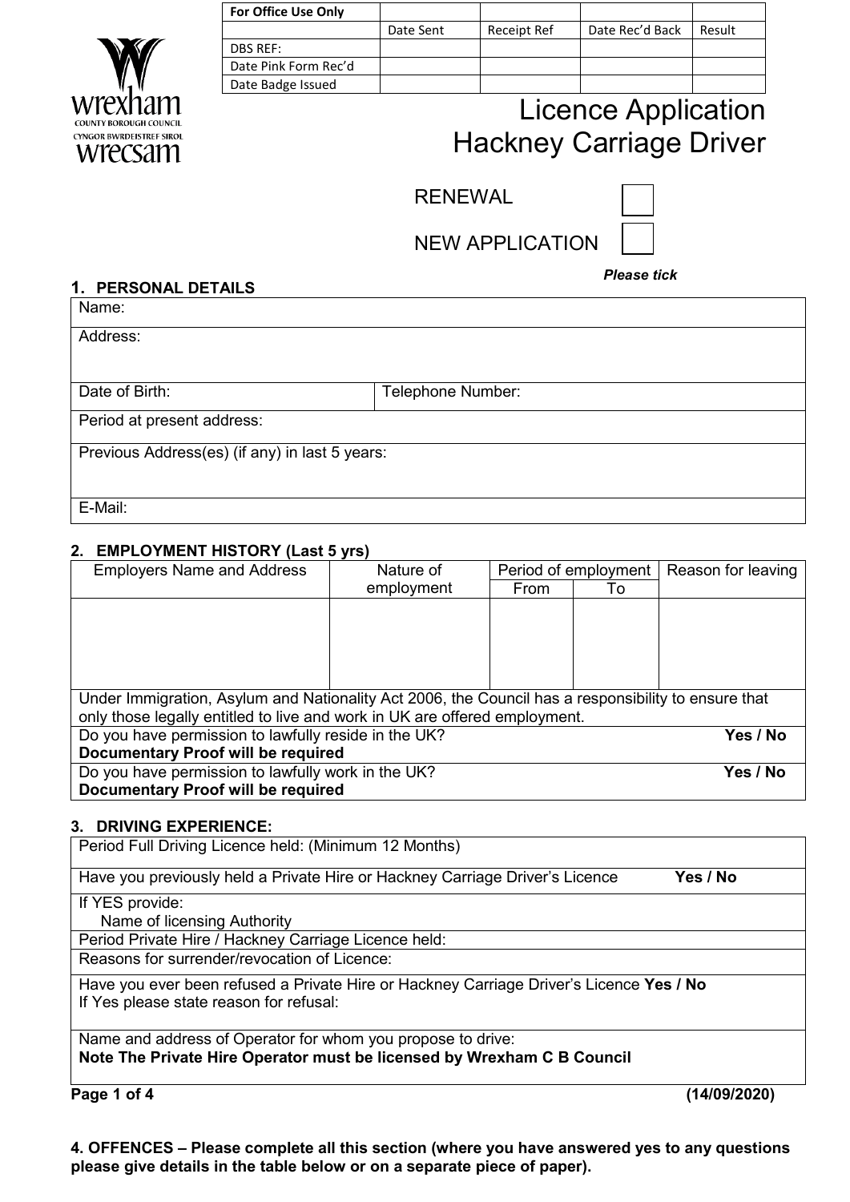| For Office Use Only | | | | |
|---|---|---|---|---|
| | Date Sent | Receipt Ref | Date Rec'd Back | Result |
| DBS REF: | | | | |
| Date Pink Form Rec'd | | | | |
| Date Badge Issued | | | | |

wrexham
COUNTY BOROUGH COUNCIL
CYNGOR BWRDEISTREF SIROL
wrecsam

# Licence Application
# Hackney Carriage Driver

RENEWAL ☐

NEW APPLICATION ☐

*Please tick*

## 1. PERSONAL DETAILS

| | |
|---|---|
| Name: | |
| Address: | |
| Date of Birth: | Telephone Number: |
| Period at present address: | |
| Previous Address(es) (if any) in last 5 years: | |
| E-Mail: | |

## 2. EMPLOYMENT HISTORY (Last 5 yrs)

| Employers Name and Address | Nature of employment | Period of employment | | Reason for leaving |
|---|---|---|---|---|
| | | From | To | |
| | | | | |

Under Immigration, Asylum and Nationality Act 2006, the Council has a responsibility to ensure that only those legally entitled to live and work in UK are offered employment.

| | |
|---|---|
| Do you have permission to lawfully reside in the UK? **Documentary Proof will be required** | **Yes / No** |
| Do you have permission to lawfully work in the UK? **Documentary Proof will be required** | **Yes / No** |

## 3. DRIVING EXPERIENCE:

| |
|---|
| Period Full Driving Licence held: (Minimum 12 Months) |
| Have you previously held a Private Hire or Hackney Carriage Driver's Licence **Yes / No** |
| If YES provide: Name of licensing Authority |
| Period Private Hire / Hackney Carriage Licence held: |
| Reasons for surrender/revocation of Licence: |
| Have you ever been refused a Private Hire or Hackney Carriage Driver's Licence **Yes / No** If Yes please state reason for refusal: |
| Name and address of Operator for whom you propose to drive: **Note The Private Hire Operator must be licensed by Wrexham C B Council** |

**(14/09/2020)**

**4. OFFENCES – Please complete all this section (where you have answered yes to any questions please give details in the table below or on a separate piece of paper).**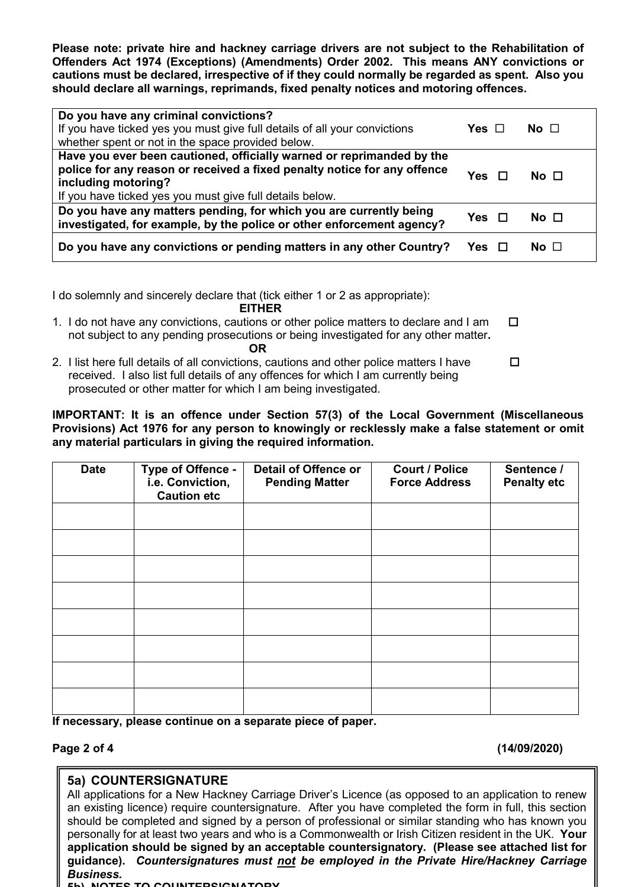**Please note: private hire and hackney carriage drivers are not subject to the Rehabilitation of Offenders Act 1974 (Exceptions) (Amendments) Order 2002. This means ANY convictions or cautions must be declared, irrespective of if they could normally be regarded as spent. Also you should declare all warnings, reprimands, fixed penalty notices and motoring offences.**

| | |
|---|---|
| **Do you have any criminal convictions?** If you have ticked yes you must give full details of all your convictions whether spent or not in the space provided below. | **Yes** ☐ **No** ☐ |
| **Have you ever been cautioned, officially warned or reprimanded by the police for any reason or received a fixed penalty notice for any offence including motoring?** If you have ticked yes you must give full details below. | **Yes** ☐ **No** ☐ |
| **Do you have any matters pending, for which you are currently being investigated, for example, by the police or other enforcement agency?** | **Yes** ☐ **No** ☐ |
| **Do you have any convictions or pending matters in any other Country?** | **Yes** ☐ **No** ☐ |

I do solemnly and sincerely declare that (tick either 1 or 2 as appropriate):

**EITHER**

1. I do not have any convictions, cautions or other police matters to declare and I am not subject to any pending prosecutions or being investigated for any other matter**.** ☐

**OR**

2. I list here full details of all convictions, cautions and other police matters I have received. I also list full details of any offences for which I am currently being prosecuted or other matter for which I am being investigated. ☐

**IMPORTANT: It is an offence under Section 57(3) of the Local Government (Miscellaneous Provisions) Act 1976 for any person to knowingly or recklessly make a false statement or omit any material particulars in giving the required information.**

| Date | Type of Offence - i.e. Conviction, Caution etc | Detail of Offence or Pending Matter | Court / Police Force Address | Sentence / Penalty etc |
|---|---|---|---|---|
| | | | | |
| | | | | |
| | | | | |
| | | | | |
| | | | | |
| | | | | |
| | | | | |
| | | | | |

**If necessary, please continue on a separate piece of paper.**

**(14/09/2020)**

## 5a) COUNTERSIGNATURE

All applications for a New Hackney Carriage Driver's Licence (as opposed to an application to renew an existing licence) require countersignature. After you have completed the form in full, this section should be completed and signed by a person of professional or similar standing who has known you personally for at least two years and who is a Commonwealth or Irish Citizen resident in the UK. **Your application should be signed by an acceptable countersignatory. (Please see attached list for guidance).** ***Countersignatures must <u>not</u> be employed in the Private Hire/Hackney Carriage Business.***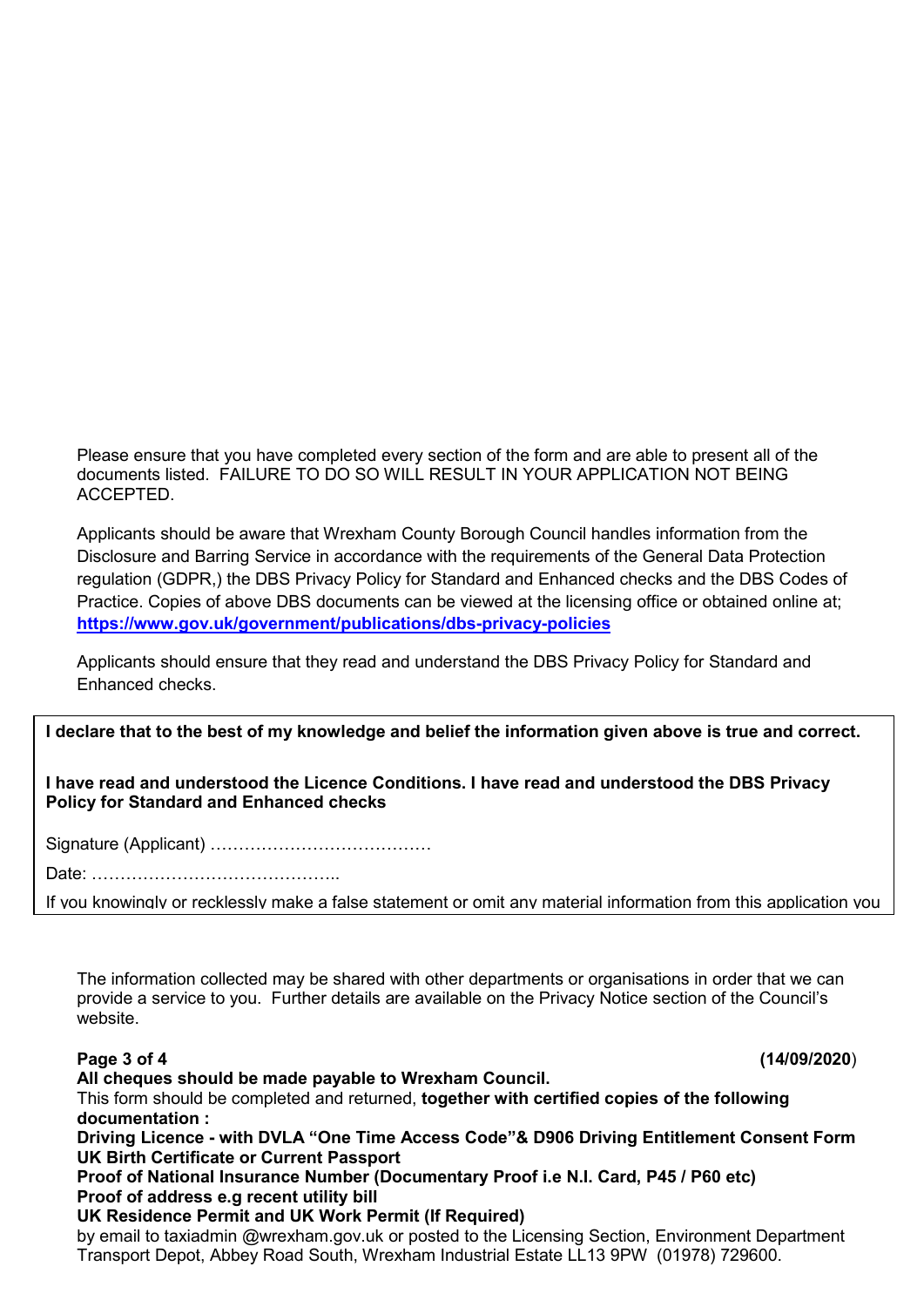Please ensure that you have completed every section of the form and are able to present all of the documents listed. FAILURE TO DO SO WILL RESULT IN YOUR APPLICATION NOT BEING ACCEPTED.

Applicants should be aware that Wrexham County Borough Council handles information from the Disclosure and Barring Service in accordance with the requirements of the General Data Protection regulation (GDPR,) the DBS Privacy Policy for Standard and Enhanced checks and the DBS Codes of Practice. Copies of above DBS documents can be viewed at the licensing office or obtained online at; **https://www.gov.uk/government/publications/dbs-privacy-policies**

Applicants should ensure that they read and understand the DBS Privacy Policy for Standard and Enhanced checks.

**I declare that to the best of my knowledge and belief the information given above is true and correct.**

**I have read and understood the Licence Conditions. I have read and understood the DBS Privacy Policy for Standard and Enhanced checks**

Signature (Applicant) …………………………………

Date: ……………………………………..

If you knowingly or recklessly make a false statement or omit any material information from this application you

The information collected may be shared with other departments or organisations in order that we can provide a service to you. Further details are available on the Privacy Notice section of the Council's website.

**(14/09/2020)**

**All cheques should be made payable to Wrexham Council.**

This form should be completed and returned, **together with certified copies of the following documentation :**

**Driving Licence - with DVLA "One Time Access Code"& D906 Driving Entitlement Consent Form**
**UK Birth Certificate or Current Passport**
**Proof of National Insurance Number (Documentary Proof i.e N.I. Card, P45 / P60 etc)**
**Proof of address e.g recent utility bill**
**UK Residence Permit and UK Work Permit (If Required)**

by email to taxiadmin @wrexham.gov.uk or posted to the Licensing Section, Environment Department Transport Depot, Abbey Road South, Wrexham Industrial Estate LL13 9PW (01978) 729600.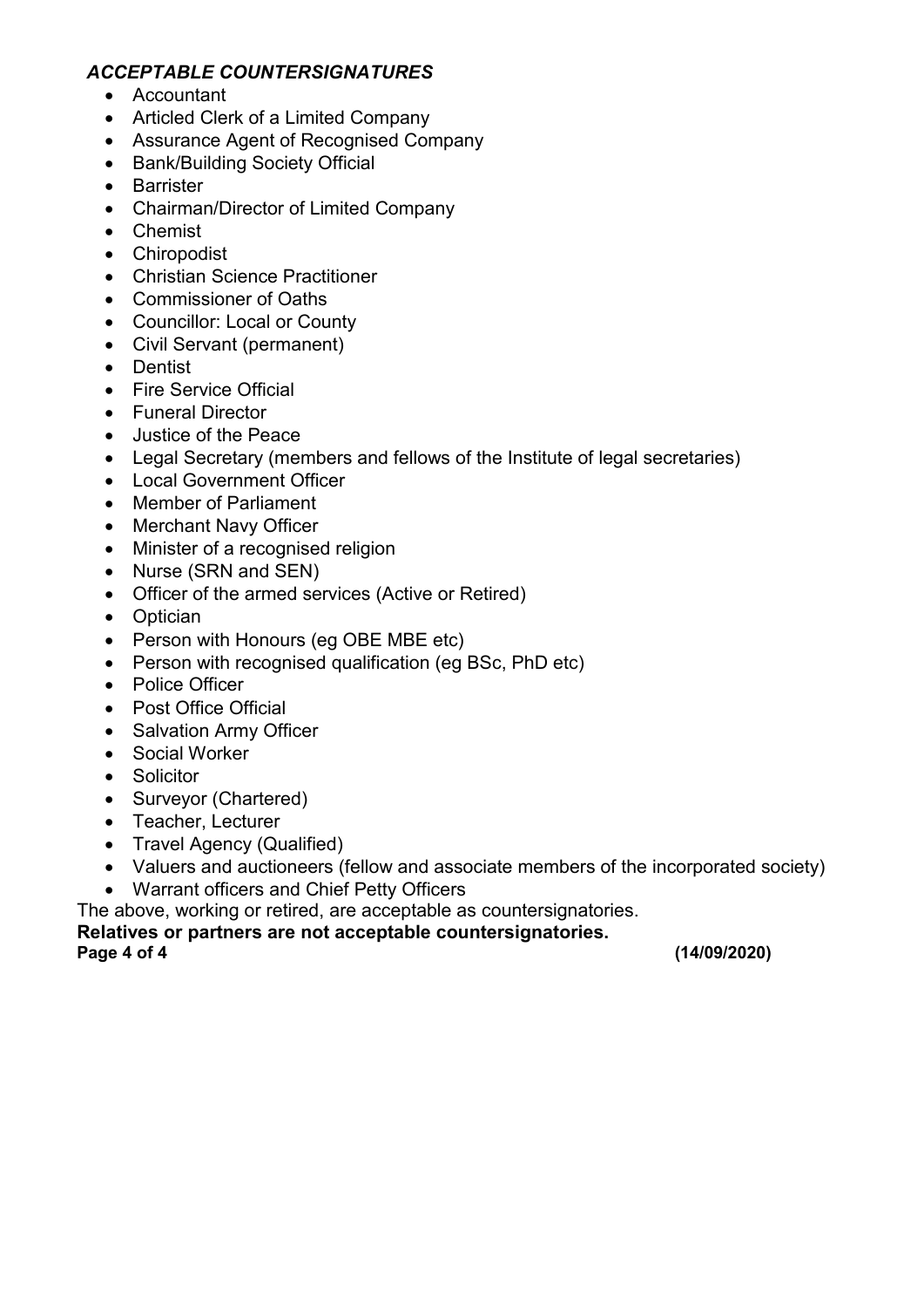***ACCEPTABLE COUNTERSIGNATURES***

- Accountant
- Articled Clerk of a Limited Company
- Assurance Agent of Recognised Company
- Bank/Building Society Official
- Barrister
- Chairman/Director of Limited Company
- Chemist
- Chiropodist
- Christian Science Practitioner
- Commissioner of Oaths
- Councillor: Local or County
- Civil Servant (permanent)
- Dentist
- Fire Service Official
- Funeral Director
- Justice of the Peace
- Legal Secretary (members and fellows of the Institute of legal secretaries)
- Local Government Officer
- Member of Parliament
- Merchant Navy Officer
- Minister of a recognised religion
- Nurse (SRN and SEN)
- Officer of the armed services (Active or Retired)
- Optician
- Person with Honours (eg OBE MBE etc)
- Person with recognised qualification (eg BSc, PhD etc)
- Police Officer
- Post Office Official
- Salvation Army Officer
- Social Worker
- Solicitor
- Surveyor (Chartered)
- Teacher, Lecturer
- Travel Agency (Qualified)
- Valuers and auctioneers (fellow and associate members of the incorporated society)
- Warrant officers and Chief Petty Officers

The above, working or retired, are acceptable as countersignatories.

**Relatives or partners are not acceptable countersignatories.**

**(14/09/2020)**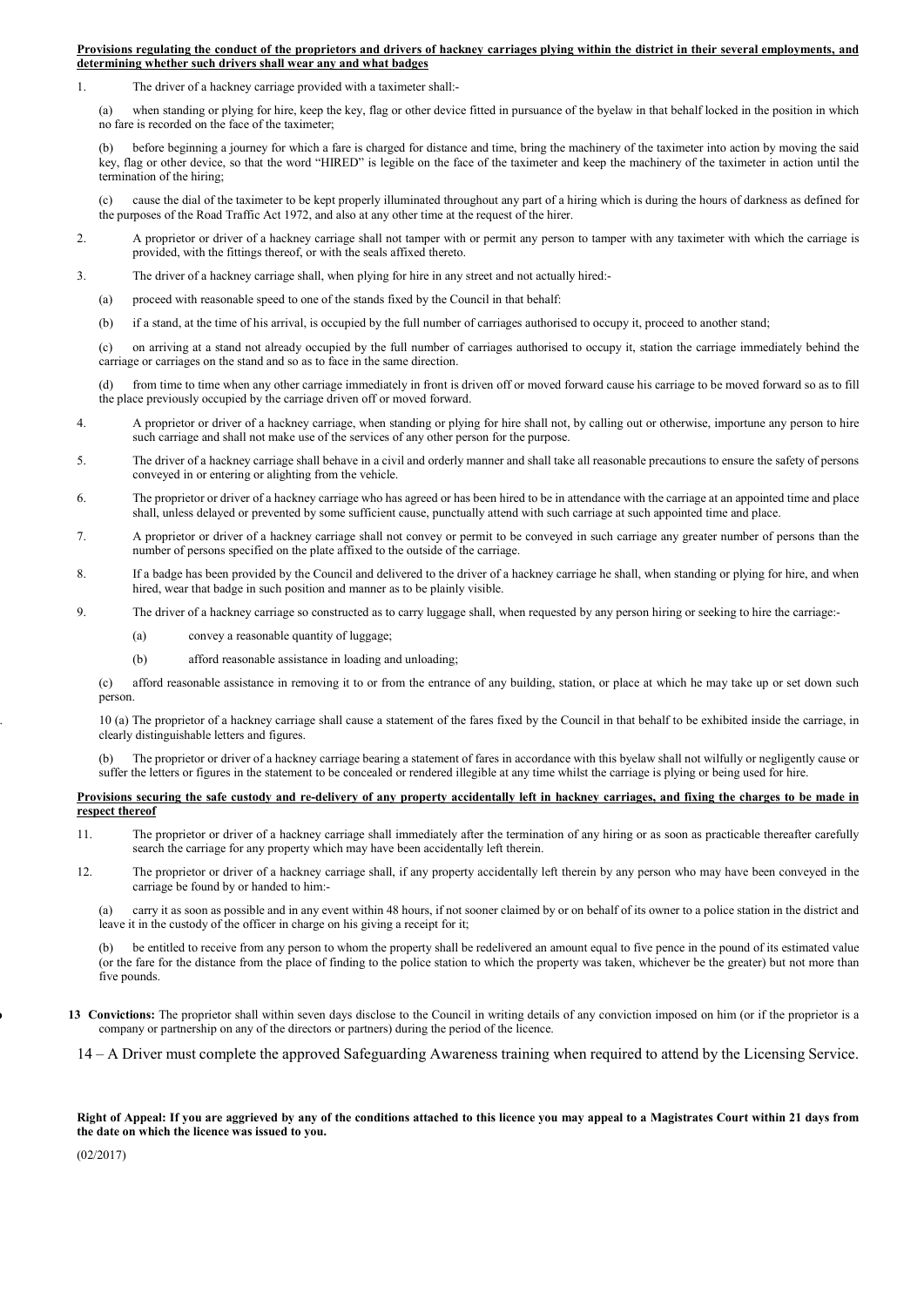**Provisions regulating the conduct of the proprietors and drivers of hackney carriages plying within the district in their several employments, and determining whether such drivers shall wear any and what badges**

1. The driver of a hackney carriage provided with a taximeter shall:-

   (a) when standing or plying for hire, keep the key, flag or other device fitted in pursuance of the byelaw in that behalf locked in the position in which no fare is recorded on the face of the taximeter;

   (b) before beginning a journey for which a fare is charged for distance and time, bring the machinery of the taximeter into action by moving the said key, flag or other device, so that the word "HIRED" is legible on the face of the taximeter and keep the machinery of the taximeter in action until the termination of the hiring;

   (c) cause the dial of the taximeter to be kept properly illuminated throughout any part of a hiring which is during the hours of darkness as defined for the purposes of the Road Traffic Act 1972, and also at any other time at the request of the hirer.

2. A proprietor or driver of a hackney carriage shall not tamper with or permit any person to tamper with any taximeter with which the carriage is provided, with the fittings thereof, or with the seals affixed thereto.

3. The driver of a hackney carriage shall, when plying for hire in any street and not actually hired:-

   (a) proceed with reasonable speed to one of the stands fixed by the Council in that behalf:

   (b) if a stand, at the time of his arrival, is occupied by the full number of carriages authorised to occupy it, proceed to another stand;

   (c) on arriving at a stand not already occupied by the full number of carriages authorised to occupy it, station the carriage immediately behind the carriage or carriages on the stand and so as to face in the same direction.

   (d) from time to time when any other carriage immediately in front is driven off or moved forward cause his carriage to be moved forward so as to fill the place previously occupied by the carriage driven off or moved forward.

4. A proprietor or driver of a hackney carriage, when standing or plying for hire shall not, by calling out or otherwise, importune any person to hire such carriage and shall not make use of the services of any other person for the purpose.

5. The driver of a hackney carriage shall behave in a civil and orderly manner and shall take all reasonable precautions to ensure the safety of persons conveyed in or entering or alighting from the vehicle.

6. The proprietor or driver of a hackney carriage who has agreed or has been hired to be in attendance with the carriage at an appointed time and place shall, unless delayed or prevented by some sufficient cause, punctually attend with such carriage at such appointed time and place.

7. A proprietor or driver of a hackney carriage shall not convey or permit to be conveyed in such carriage any greater number of persons than the number of persons specified on the plate affixed to the outside of the carriage.

8. If a badge has been provided by the Council and delivered to the driver of a hackney carriage he shall, when standing or plying for hire, and when hired, wear that badge in such position and manner as to be plainly visible.

9. The driver of a hackney carriage so constructed as to carry luggage shall, when requested by any person hiring or seeking to hire the carriage:-

   (a) convey a reasonable quantity of luggage;

   (b) afford reasonable assistance in loading and unloading;

   (c) afford reasonable assistance in removing it to or from the entrance of any building, station, or place at which he may take up or set down such person.

10 (a) The proprietor of a hackney carriage shall cause a statement of the fares fixed by the Council in that behalf to be exhibited inside the carriage, in clearly distinguishable letters and figures.

(b) The proprietor or driver of a hackney carriage bearing a statement of fares in accordance with this byelaw shall not wilfully or negligently cause or suffer the letters or figures in the statement to be concealed or rendered illegible at any time whilst the carriage is plying or being used for hire.

**Provisions securing the safe custody and re-delivery of any property accidentally left in hackney carriages, and fixing the charges to be made in respect thereof**

11. The proprietor or driver of a hackney carriage shall immediately after the termination of any hiring or as soon as practicable thereafter carefully search the carriage for any property which may have been accidentally left therein.

12. The proprietor or driver of a hackney carriage shall, if any property accidentally left therein by any person who may have been conveyed in the carriage be found by or handed to him:-

   (a) carry it as soon as possible and in any event within 48 hours, if not sooner claimed by or on behalf of its owner to a police station in the district and leave it in the custody of the officer in charge on his giving a receipt for it;

   (b) be entitled to receive from any person to whom the property shall be redelivered an amount equal to five pence in the pound of its estimated value (or the fare for the distance from the place of finding to the police station to which the property was taken, whichever be the greater) but not more than five pounds.

13 **Convictions:** The proprietor shall within seven days disclose to the Council in writing details of any conviction imposed on him (or if the proprietor is a company or partnership on any of the directors or partners) during the period of the licence.

14 – A Driver must complete the approved Safeguarding Awareness training when required to attend by the Licensing Service.

**Right of Appeal: If you are aggrieved by any of the conditions attached to this licence you may appeal to a Magistrates Court within 21 days from the date on which the licence was issued to you.**

(02/2017)